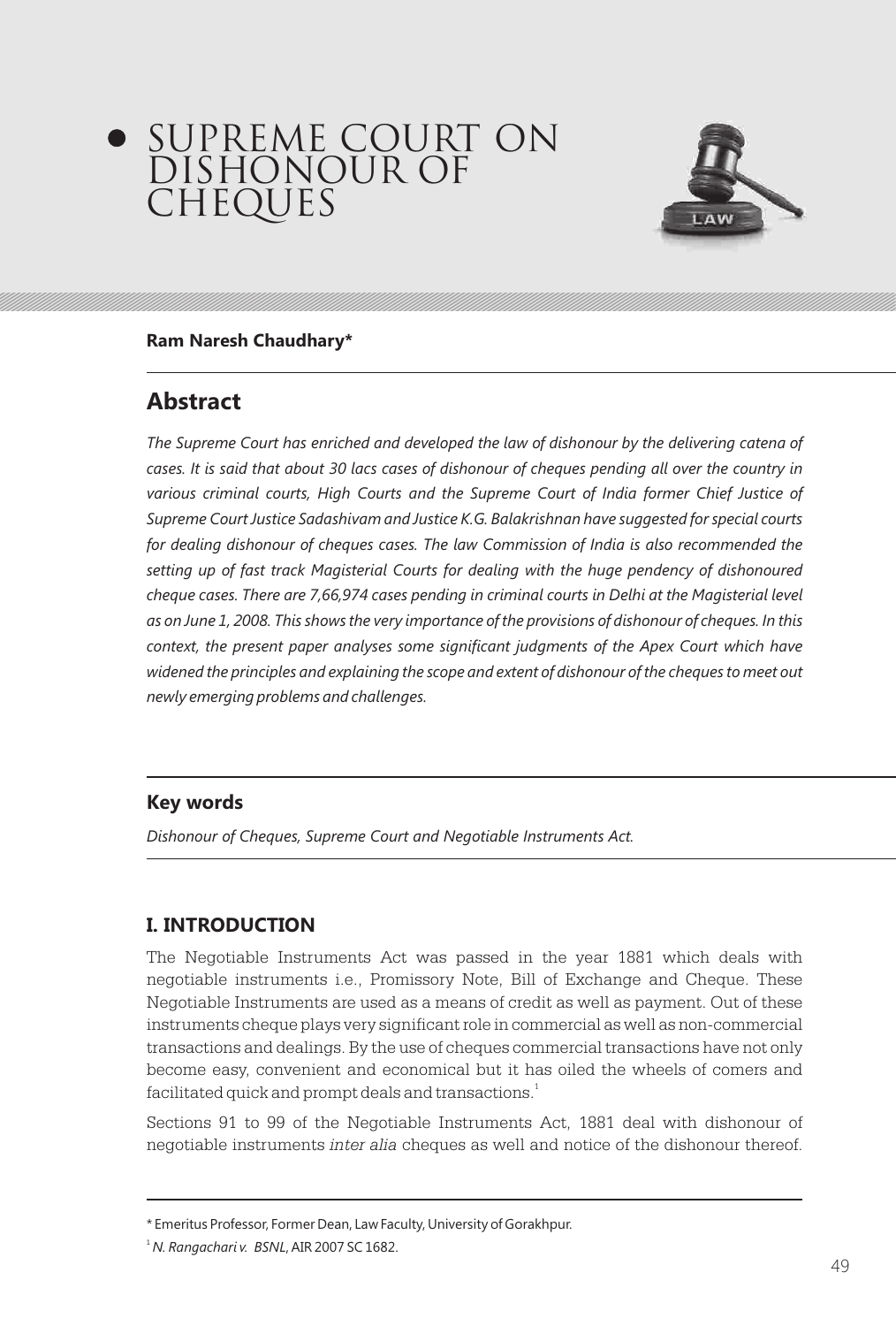# SUPREME COURT ON DISHONOUR OF CHEQUES

**Ram Naresh Chaudhary***

## Abstract

*The Supreme Court has enriched and developed the law of dishonour by the delivering catena of cases. It is said that about 30 lacs cases of dishonour of cheques pending all over the country in various criminal courts, High Courts and the Supreme Court of India former Chief Justice of Supreme Court Justice Sadashivam and Justice K.G. Balakrishnan have suggested for special courts for dealing dishonour of cheques cases. The law Commission of India is also recommended the setting up of fast track Magisterial Courts for dealing with the huge pendency of dishonoured cheque cases. There are 7,66,974 cases pending in criminal courts in Delhi at the Magisterial level as on June 1, 2008. This shows the very importance of the provisions of dishonour of cheques. In this context, the present paper analyses some significant judgments of the Apex Court which have widened the principles and explaining the scope and extent of dishonour of the cheques to meet out newly emerging problems and challenges.*

### Key words

*Dishonour of Cheques, Supreme Court and Negotiable Instruments Act.*

## I. INTRODUCTION

The Negotiable Instruments Act was passed in the year 1881 which deals with negotiable instruments i.e., Promissory Note, Bill of Exchange and Cheque. These Negotiable Instruments are used as a means of credit as well as payment. Out of these instruments cheque plays very significant role in commercial as well as non-commercial transactions and dealings. By the use of cheques commercial transactions have not only become easy, convenient and economical but it has oiled the wheels of comers and facilitated quick and prompt deals and transactions.[1]

Sections 91 to 99 of the Negotiable Instruments Act, 1881 deal with dishonour of negotiable instruments *inter alia* cheques as well and notice of the dishonour thereof.

---

\* Emeritus Professor, Former Dean, Law Faculty, University of Gorakhpur.

[1] *N. Rangachari v. BSNL*, AIR 2007 SC 1682.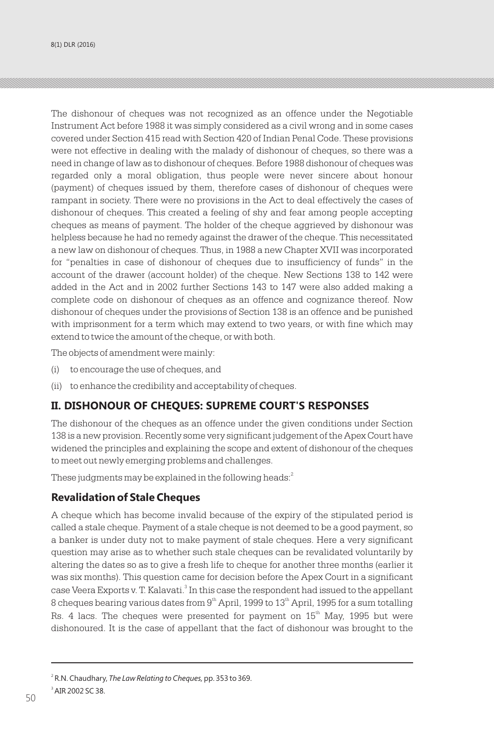The dishonour of cheques was not recognized as an offence under the Negotiable Instrument Act before 1988 it was simply considered as a civil wrong and in some cases covered under Section 415 read with Section 420 of Indian Penal Code. These provisions were not effective in dealing with the malady of dishonour of cheques, so there was a need in change of law as to dishonour of cheques. Before 1988 dishonour of cheques was regarded only a moral obligation, thus people were never sincere about honour (payment) of cheques issued by them, therefore cases of dishonour of cheques were rampant in society. There were no provisions in the Act to deal effectively the cases of dishonour of cheques. This created a feeling of shy and fear among people accepting cheques as means of payment. The holder of the cheque aggrieved by dishonour was helpless because he had no remedy against the drawer of the cheque. This necessitated a new law on dishonour of cheques. Thus, in 1988 a new Chapter XVII was incorporated for "penalties in case of dishonour of cheques due to insufficiency of funds" in the account of the drawer (account holder) of the cheque. New Sections 138 to 142 were added in the Act and in 2002 further Sections 143 to 147 were also added making a complete code on dishonour of cheques as an offence and cognizance thereof. Now dishonour of cheques under the provisions of Section 138 is an offence and be punished with imprisonment for a term which may extend to two years, or with fine which may extend to twice the amount of the cheque, or with both.

The objects of amendment were mainly:

(i) to encourage the use of cheques, and

(ii) to enhance the credibility and acceptability of cheques.

## II. DISHONOUR OF CHEQUES: SUPREME COURT'S RESPONSES

The dishonour of the cheques as an offence under the given conditions under Section 138 is a new provision. Recently some very significant judgement of the Apex Court have widened the principles and explaining the scope and extent of dishonour of the cheques to meet out newly emerging problems and challenges.

These judgments may be explained in the following heads:[2]

### Revalidation of Stale Cheques

A cheque which has become invalid because of the expiry of the stipulated period is called a stale cheque. Payment of a stale cheque is not deemed to be a good payment, so a banker is under duty not to make payment of stale cheques. Here a very significant question may arise as to whether such stale cheques can be revalidated voluntarily by altering the dates so as to give a fresh life to cheque for another three months (earlier it was six months). This question came for decision before the Apex Court in a significant case Veera Exports v. T. Kalavati.[3] In this case the respondent had issued to the appellant 8 cheques bearing various dates from 9th April, 1999 to 13th April, 1995 for a sum totalling Rs. 4 lacs. The cheques were presented for payment on 15th May, 1995 but were dishonoured. It is the case of appellant that the fact of dishonour was brought to the

---

[2] R.N. Chaudhary, *The Law Relating to Cheques,* pp. 353 to 369.

[3] AIR 2002 SC 38.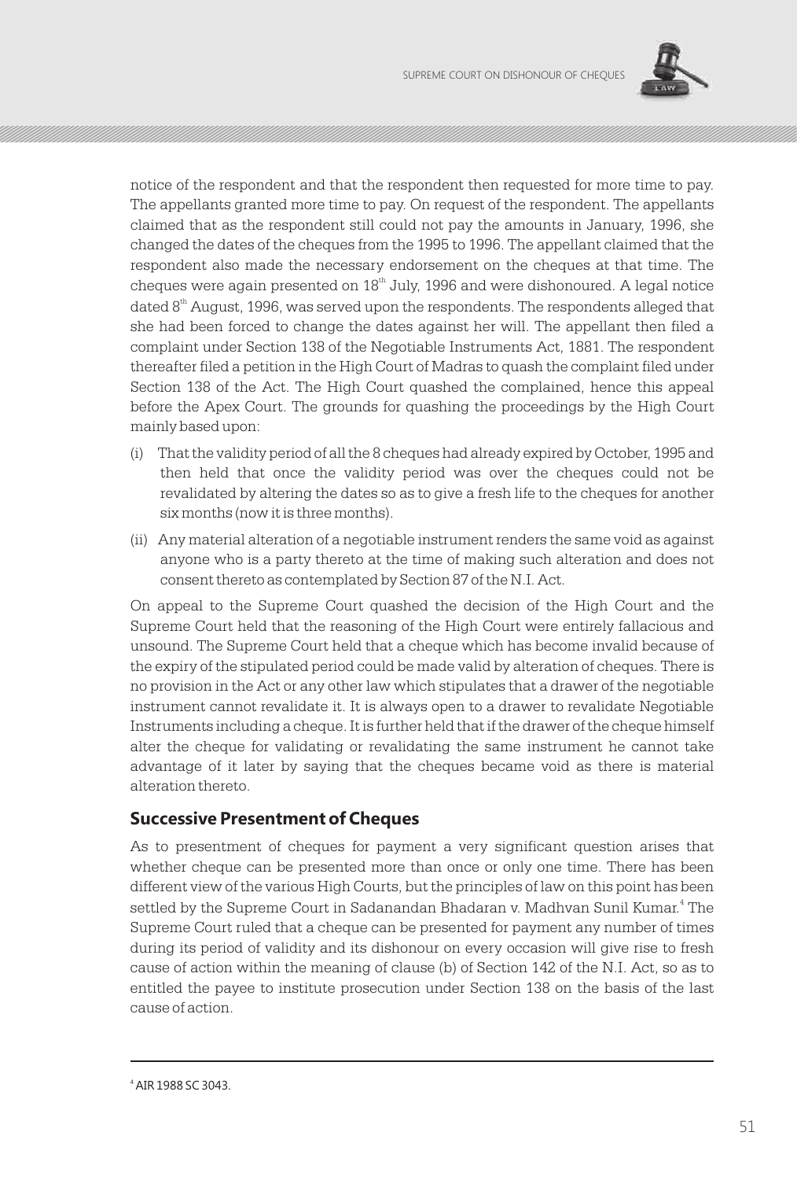notice of the respondent and that the respondent then requested for more time to pay. The appellants granted more time to pay. On request of the respondent. The appellants claimed that as the respondent still could not pay the amounts in January, 1996, she changed the dates of the cheques from the 1995 to 1996. The appellant claimed that the respondent also made the necessary endorsement on the cheques at that time. The cheques were again presented on 18th July, 1996 and were dishonoured. A legal notice dated 8th August, 1996, was served upon the respondents. The respondents alleged that she had been forced to change the dates against her will. The appellant then filed a complaint under Section 138 of the Negotiable Instruments Act, 1881. The respondent thereafter filed a petition in the High Court of Madras to quash the complaint filed under Section 138 of the Act. The High Court quashed the complained, hence this appeal before the Apex Court. The grounds for quashing the proceedings by the High Court mainly based upon:

(i) That the validity period of all the 8 cheques had already expired by October, 1995 and then held that once the validity period was over the cheques could not be revalidated by altering the dates so as to give a fresh life to the cheques for another six months (now it is three months).

(ii) Any material alteration of a negotiable instrument renders the same void as against anyone who is a party thereto at the time of making such alteration and does not consent thereto as contemplated by Section 87 of the N.I. Act.

On appeal to the Supreme Court quashed the decision of the High Court and the Supreme Court held that the reasoning of the High Court were entirely fallacious and unsound. The Supreme Court held that a cheque which has become invalid because of the expiry of the stipulated period could be made valid by alteration of cheques. There is no provision in the Act or any other law which stipulates that a drawer of the negotiable instrument cannot revalidate it. It is always open to a drawer to revalidate Negotiable Instruments including a cheque. It is further held that if the drawer of the cheque himself alter the cheque for validating or revalidating the same instrument he cannot take advantage of it later by saying that the cheques became void as there is material alteration thereto.

## Successive Presentment of Cheques

As to presentment of cheques for payment a very significant question arises that whether cheque can be presented more than once or only one time. There has been different view of the various High Courts, but the principles of law on this point has been settled by the Supreme Court in Sadanandan Bhadaran v. Madhvan Sunil Kumar.[4] The Supreme Court ruled that a cheque can be presented for payment any number of times during its period of validity and its dishonour on every occasion will give rise to fresh cause of action within the meaning of clause (b) of Section 142 of the N.I. Act, so as to entitled the payee to institute prosecution under Section 138 on the basis of the last cause of action.

---

[4] AIR 1988 SC 3043.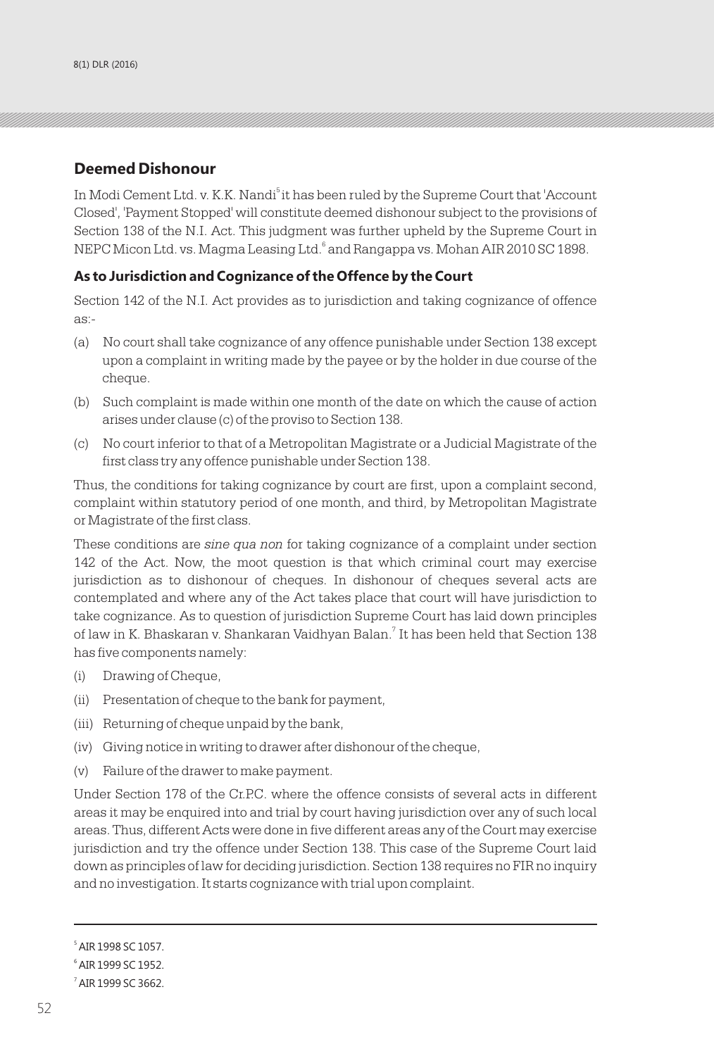## Deemed Dishonour

In Modi Cement Ltd. v. K.K. Nandi[5] it has been ruled by the Supreme Court that 'Account Closed', 'Payment Stopped' will constitute deemed dishonour subject to the provisions of Section 138 of the N.I. Act. This judgment was further upheld by the Supreme Court in NEPC Micon Ltd. vs. Magma Leasing Ltd.[6] and Rangappa vs. Mohan AIR 2010 SC 1898.

### As to Jurisdiction and Cognizance of the Offence by the Court

Section 142 of the N.I. Act provides as to jurisdiction and taking cognizance of offence as:-

(a) No court shall take cognizance of any offence punishable under Section 138 except upon a complaint in writing made by the payee or by the holder in due course of the cheque.

(b) Such complaint is made within one month of the date on which the cause of action arises under clause (c) of the proviso to Section 138.

(c) No court inferior to that of a Metropolitan Magistrate or a Judicial Magistrate of the first class try any offence punishable under Section 138.

Thus, the conditions for taking cognizance by court are first, upon a complaint second, complaint within statutory period of one month, and third, by Metropolitan Magistrate or Magistrate of the first class.

These conditions are *sine qua non* for taking cognizance of a complaint under section 142 of the Act. Now, the moot question is that which criminal court may exercise jurisdiction as to dishonour of cheques. In dishonour of cheques several acts are contemplated and where any of the Act takes place that court will have jurisdiction to take cognizance. As to question of jurisdiction Supreme Court has laid down principles of law in K. Bhaskaran v. Shankaran Vaidhyan Balan.[7] It has been held that Section 138 has five components namely:

(i) Drawing of Cheque,

(ii) Presentation of cheque to the bank for payment,

(iii) Returning of cheque unpaid by the bank,

(iv) Giving notice in writing to drawer after dishonour of the cheque,

(v) Failure of the drawer to make payment.

Under Section 178 of the Cr.P.C. where the offence consists of several acts in different areas it may be enquired into and trial by court having jurisdiction over any of such local areas. Thus, different Acts were done in five different areas any of the Court may exercise jurisdiction and try the offence under Section 138. This case of the Supreme Court laid down as principles of law for deciding jurisdiction. Section 138 requires no FIR no inquiry and no investigation. It starts cognizance with trial upon complaint.

---

[5] AIR 1998 SC 1057.

[6] AIR 1999 SC 1952.

[7] AIR 1999 SC 3662.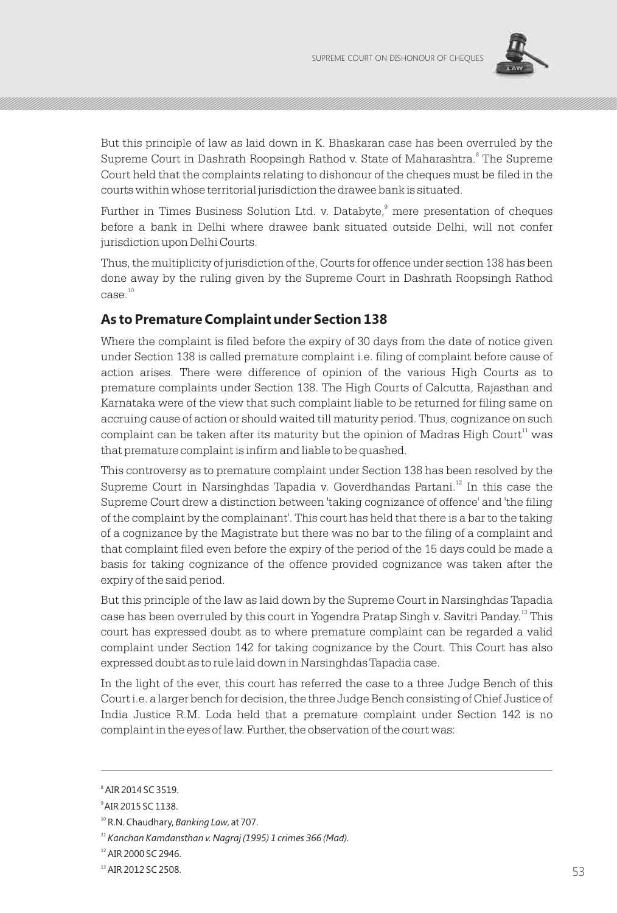But this principle of law as laid down in K. Bhaskaran case has been overruled by the Supreme Court in Dashrath Roopsingh Rathod v. State of Maharashtra.[8] The Supreme Court held that the complaints relating to dishonour of the cheques must be filed in the courts within whose territorial jurisdiction the drawee bank is situated.

Further in Times Business Solution Ltd. v. Databyte,[9] mere presentation of cheques before a bank in Delhi where drawee bank situated outside Delhi, will not confer jurisdiction upon Delhi Courts.

Thus, the multiplicity of jurisdiction of the, Courts for offence under section 138 has been done away by the ruling given by the Supreme Court in Dashrath Roopsingh Rathod case.[10]

## As to Premature Complaint under Section 138

Where the complaint is filed before the expiry of 30 days from the date of notice given under Section 138 is called premature complaint i.e. filing of complaint before cause of action arises. There were difference of opinion of the various High Courts as to premature complaints under Section 138. The High Courts of Calcutta, Rajasthan and Karnataka were of the view that such complaint liable to be returned for filing same on accruing cause of action or should waited till maturity period. Thus, cognizance on such complaint can be taken after its maturity but the opinion of Madras High Court[11] was that premature complaint is infirm and liable to be quashed.

This controversy as to premature complaint under Section 138 has been resolved by the Supreme Court in Narsinghdas Tapadia v. Goverdhandas Partani.[12] In this case the Supreme Court drew a distinction between 'taking cognizance of offence' and 'the filing of the complaint by the complainant'. This court has held that there is a bar to the taking of a cognizance by the Magistrate but there was no bar to the filing of a complaint and that complaint filed even before the expiry of the period of the 15 days could be made a basis for taking cognizance of the offence provided cognizance was taken after the expiry of the said period.

But this principle of the law as laid down by the Supreme Court in Narsinghdas Tapadia case has been overruled by this court in Yogendra Pratap Singh v. Savitri Panday.[13] This court has expressed doubt as to where premature complaint can be regarded a valid complaint under Section 142 for taking cognizance by the Court. This Court has also expressed doubt as to rule laid down in Narsinghdas Tapadia case.

In the light of the ever, this court has referred the case to a three Judge Bench of this Court i.e. a larger bench for decision, the three Judge Bench consisting of Chief Justice of India Justice R.M. Loda held that a premature complaint under Section 142 is no complaint in the eyes of law. Further, the observation of the court was:

---

[8] AIR 2014 SC 3519.

[9] AIR 2015 SC 1138.

[10] R.N. Chaudhary, *Banking Law*, at 707.

[11] *Kanchan Kamdansthan v. Nagraj (1995) 1 crimes 366 (Mad).*

[12] AIR 2000 SC 2946.

[13] AIR 2012 SC 2508.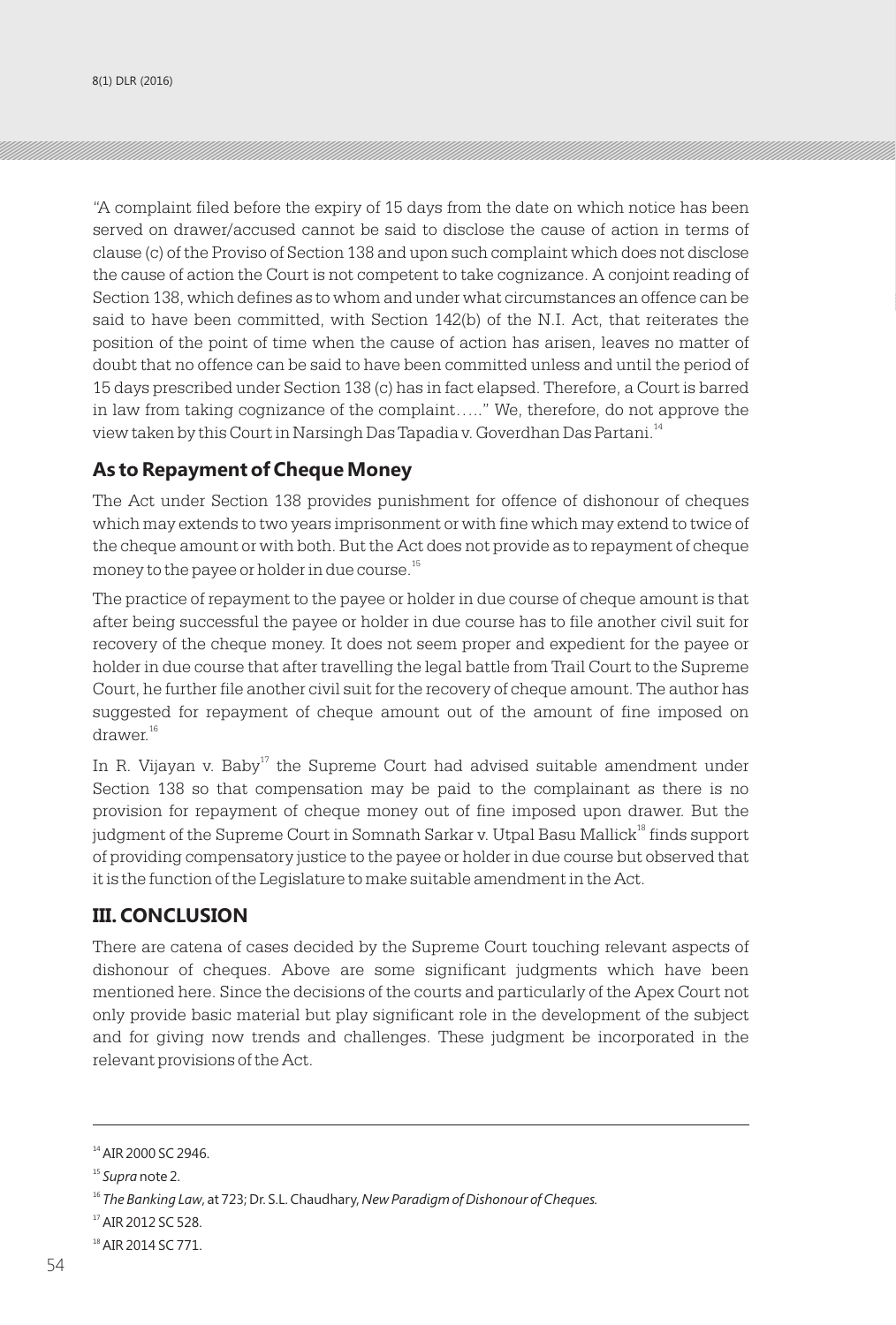"A complaint filed before the expiry of 15 days from the date on which notice has been served on drawer/accused cannot be said to disclose the cause of action in terms of clause (c) of the Proviso of Section 138 and upon such complaint which does not disclose the cause of action the Court is not competent to take cognizance. A conjoint reading of Section 138, which defines as to whom and under what circumstances an offence can be said to have been committed, with Section 142(b) of the N.I. Act, that reiterates the position of the point of time when the cause of action has arisen, leaves no matter of doubt that no offence can be said to have been committed unless and until the period of 15 days prescribed under Section 138 (c) has in fact elapsed. Therefore, a Court is barred in law from taking cognizance of the complaint….." We, therefore, do not approve the view taken by this Court in Narsingh Das Tapadia v. Goverdhan Das Partani.[14]

## As to Repayment of Cheque Money

The Act under Section 138 provides punishment for offence of dishonour of cheques which may extends to two years imprisonment or with fine which may extend to twice of the cheque amount or with both. But the Act does not provide as to repayment of cheque money to the payee or holder in due course.[15]

The practice of repayment to the payee or holder in due course of cheque amount is that after being successful the payee or holder in due course has to file another civil suit for recovery of the cheque money. It does not seem proper and expedient for the payee or holder in due course that after travelling the legal battle from Trail Court to the Supreme Court, he further file another civil suit for the recovery of cheque amount. The author has suggested for repayment of cheque amount out of the amount of fine imposed on drawer.[16]

In R. Vijayan v. Baby[17] the Supreme Court had advised suitable amendment under Section 138 so that compensation may be paid to the complainant as there is no provision for repayment of cheque money out of fine imposed upon drawer. But the judgment of the Supreme Court in Somnath Sarkar v. Utpal Basu Mallick[18] finds support of providing compensatory justice to the payee or holder in due course but observed that it is the function of the Legislature to make suitable amendment in the Act.

## III. CONCLUSION

There are catena of cases decided by the Supreme Court touching relevant aspects of dishonour of cheques. Above are some significant judgments which have been mentioned here. Since the decisions of the courts and particularly of the Apex Court not only provide basic material but play significant role in the development of the subject and for giving now trends and challenges. These judgment be incorporated in the relevant provisions of the Act.

---

[14] AIR 2000 SC 2946.

[15] *Supra* note 2.

[16] *The Banking Law*, at 723; Dr. S.L. Chaudhary, *New Paradigm of Dishonour of Cheques.*

[17] AIR 2012 SC 528.

[18] AIR 2014 SC 771.